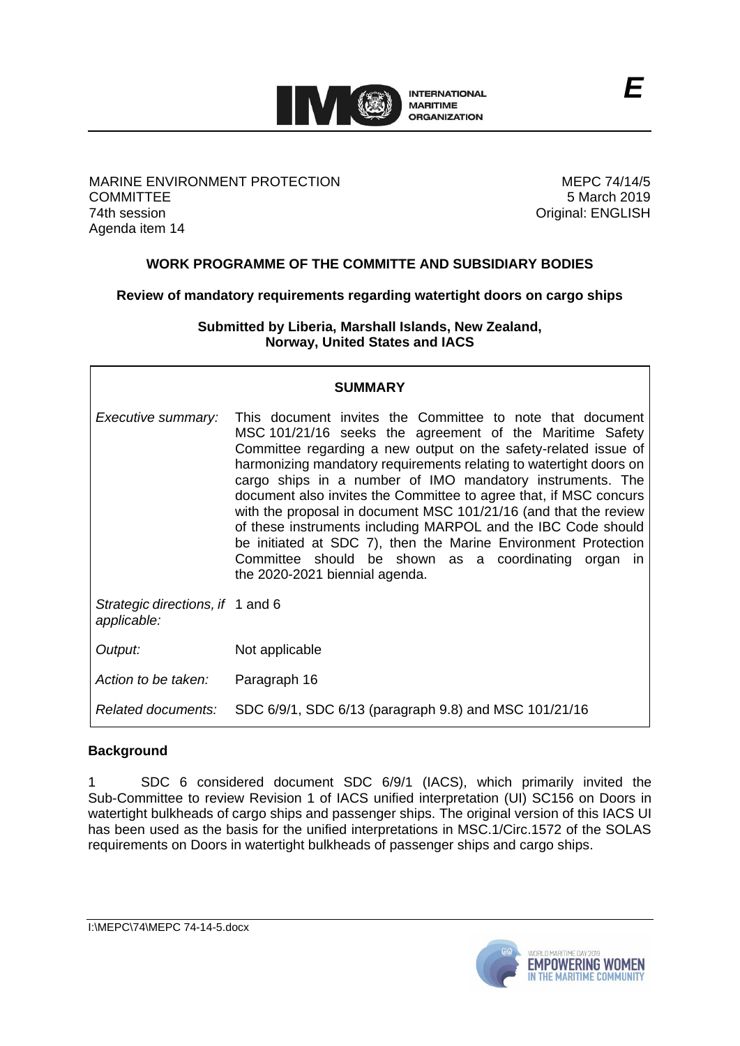E

MARINE ENVIRONMENT PROTECTION COMMITTEE
74th session
Agenda item 14

MEPC 74/14/5
5 March 2019
Original: ENGLISH

## WORK PROGRAMME OF THE COMMITTE AND SUBSIDIARY BODIES

### Review of mandatory requirements regarding watertight doors on cargo ships

**Submitted by Liberia, Marshall Islands, New Zealand, Norway, United States and IACS**

| **SUMMARY** | |
|---|---|
| *Executive summary:* | This document invites the Committee to note that document MSC 101/21/16 seeks the agreement of the Maritime Safety Committee regarding a new output on the safety-related issue of harmonizing mandatory requirements relating to watertight doors on cargo ships in a number of IMO mandatory instruments. The document also invites the Committee to agree that, if MSC concurs with the proposal in document MSC 101/21/16 (and that the review of these instruments including MARPOL and the IBC Code should be initiated at SDC 7), then the Marine Environment Protection Committee should be shown as a coordinating organ in the 2020-2021 biennial agenda. |
| *Strategic directions, if applicable:* | 1 and 6 |
| *Output:* | Not applicable |
| *Action to be taken:* | Paragraph 16 |
| *Related documents:* | SDC 6/9/1, SDC 6/13 (paragraph 9.8) and MSC 101/21/16 |

**Background**

1 SDC 6 considered document SDC 6/9/1 (IACS), which primarily invited the Sub-Committee to review Revision 1 of IACS unified interpretation (UI) SC156 on Doors in watertight bulkheads of cargo ships and passenger ships. The original version of this IACS UI has been used as the basis for the unified interpretations in MSC.1/Circ.1572 of the SOLAS requirements on Doors in watertight bulkheads of passenger ships and cargo ships.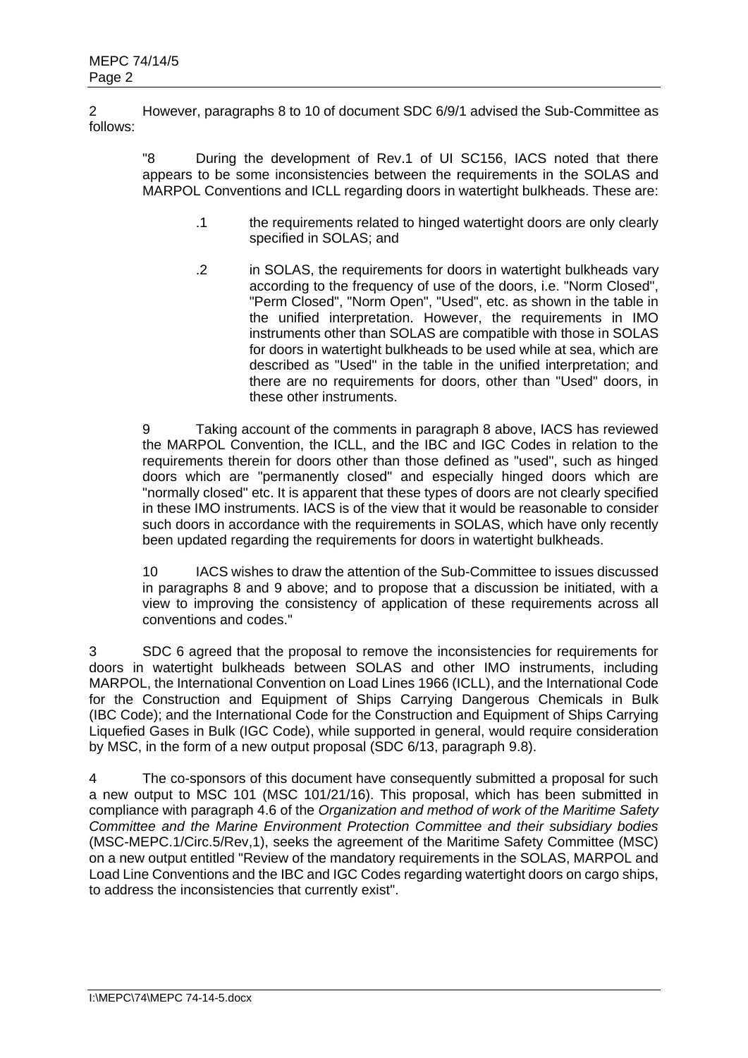2 However, paragraphs 8 to 10 of document SDC 6/9/1 advised the Sub-Committee as follows:

> "8 During the development of Rev.1 of UI SC156, IACS noted that there appears to be some inconsistencies between the requirements in the SOLAS and MARPOL Conventions and ICLL regarding doors in watertight bulkheads. These are:
>
> .1 the requirements related to hinged watertight doors are only clearly specified in SOLAS; and
>
> .2 in SOLAS, the requirements for doors in watertight bulkheads vary according to the frequency of use of the doors, i.e. "Norm Closed", "Perm Closed", "Norm Open", "Used", etc. as shown in the table in the unified interpretation. However, the requirements in IMO instruments other than SOLAS are compatible with those in SOLAS for doors in watertight bulkheads to be used while at sea, which are described as "Used" in the table in the unified interpretation; and there are no requirements for doors, other than "Used" doors, in these other instruments.
>
> 9 Taking account of the comments in paragraph 8 above, IACS has reviewed the MARPOL Convention, the ICLL, and the IBC and IGC Codes in relation to the requirements therein for doors other than those defined as "used", such as hinged doors which are "permanently closed" and especially hinged doors which are "normally closed" etc. It is apparent that these types of doors are not clearly specified in these IMO instruments. IACS is of the view that it would be reasonable to consider such doors in accordance with the requirements in SOLAS, which have only recently been updated regarding the requirements for doors in watertight bulkheads.
>
> 10 IACS wishes to draw the attention of the Sub-Committee to issues discussed in paragraphs 8 and 9 above; and to propose that a discussion be initiated, with a view to improving the consistency of application of these requirements across all conventions and codes."

3 SDC 6 agreed that the proposal to remove the inconsistencies for requirements for doors in watertight bulkheads between SOLAS and other IMO instruments, including MARPOL, the International Convention on Load Lines 1966 (ICLL), and the International Code for the Construction and Equipment of Ships Carrying Dangerous Chemicals in Bulk (IBC Code); and the International Code for the Construction and Equipment of Ships Carrying Liquefied Gases in Bulk (IGC Code), while supported in general, would require consideration by MSC, in the form of a new output proposal (SDC 6/13, paragraph 9.8).

4 The co-sponsors of this document have consequently submitted a proposal for such a new output to MSC 101 (MSC 101/21/16). This proposal, which has been submitted in compliance with paragraph 4.6 of the *Organization and method of work of the Maritime Safety Committee and the Marine Environment Protection Committee and their subsidiary bodies* (MSC-MEPC.1/Circ.5/Rev,1), seeks the agreement of the Maritime Safety Committee (MSC) on a new output entitled "Review of the mandatory requirements in the SOLAS, MARPOL and Load Line Conventions and the IBC and IGC Codes regarding watertight doors on cargo ships, to address the inconsistencies that currently exist".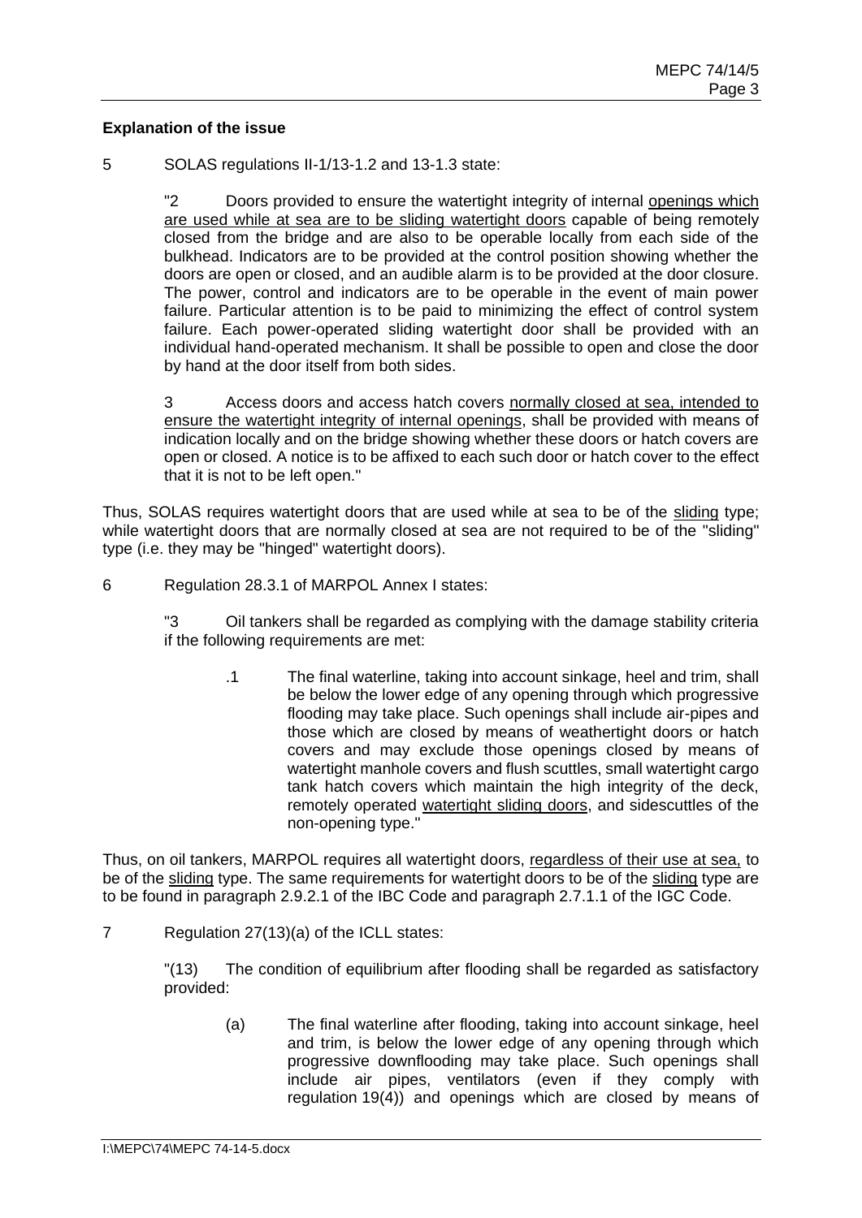**Explanation of the issue**

5 SOLAS regulations II-1/13-1.2 and 13-1.3 state:

> "2 Doors provided to ensure the watertight integrity of internal <u>openings which are used while at sea are to be sliding watertight doors</u> capable of being remotely closed from the bridge and are also to be operable locally from each side of the bulkhead. Indicators are to be provided at the control position showing whether the doors are open or closed, and an audible alarm is to be provided at the door closure. The power, control and indicators are to be operable in the event of main power failure. Particular attention is to be paid to minimizing the effect of control system failure. Each power-operated sliding watertight door shall be provided with an individual hand-operated mechanism. It shall be possible to open and close the door by hand at the door itself from both sides.
>
> 3 Access doors and access hatch covers <u>normally closed at sea, intended to ensure the watertight integrity of internal openings</u>, shall be provided with means of indication locally and on the bridge showing whether these doors or hatch covers are open or closed. A notice is to be affixed to each such door or hatch cover to the effect that it is not to be left open."

Thus, SOLAS requires watertight doors that are used while at sea to be of the <u>sliding</u> type; while watertight doors that are normally closed at sea are not required to be of the "sliding" type (i.e. they may be "hinged" watertight doors).

6 Regulation 28.3.1 of MARPOL Annex I states:

> "3 Oil tankers shall be regarded as complying with the damage stability criteria if the following requirements are met:
>
> > .1 The final waterline, taking into account sinkage, heel and trim, shall be below the lower edge of any opening through which progressive flooding may take place. Such openings shall include air-pipes and those which are closed by means of weathertight doors or hatch covers and may exclude those openings closed by means of watertight manhole covers and flush scuttles, small watertight cargo tank hatch covers which maintain the high integrity of the deck, remotely operated <u>watertight sliding doors</u>, and sidescuttles of the non-opening type."

Thus, on oil tankers, MARPOL requires all watertight doors, <u>regardless of their use at sea,</u> to be of the <u>sliding</u> type. The same requirements for watertight doors to be of the <u>sliding</u> type are to be found in paragraph 2.9.2.1 of the IBC Code and paragraph 2.7.1.1 of the IGC Code.

7 Regulation 27(13)(a) of the ICLL states:

> "(13) The condition of equilibrium after flooding shall be regarded as satisfactory provided:
>
> > (a) The final waterline after flooding, taking into account sinkage, heel and trim, is below the lower edge of any opening through which progressive downflooding may take place. Such openings shall include air pipes, ventilators (even if they comply with regulation 19(4)) and openings which are closed by means of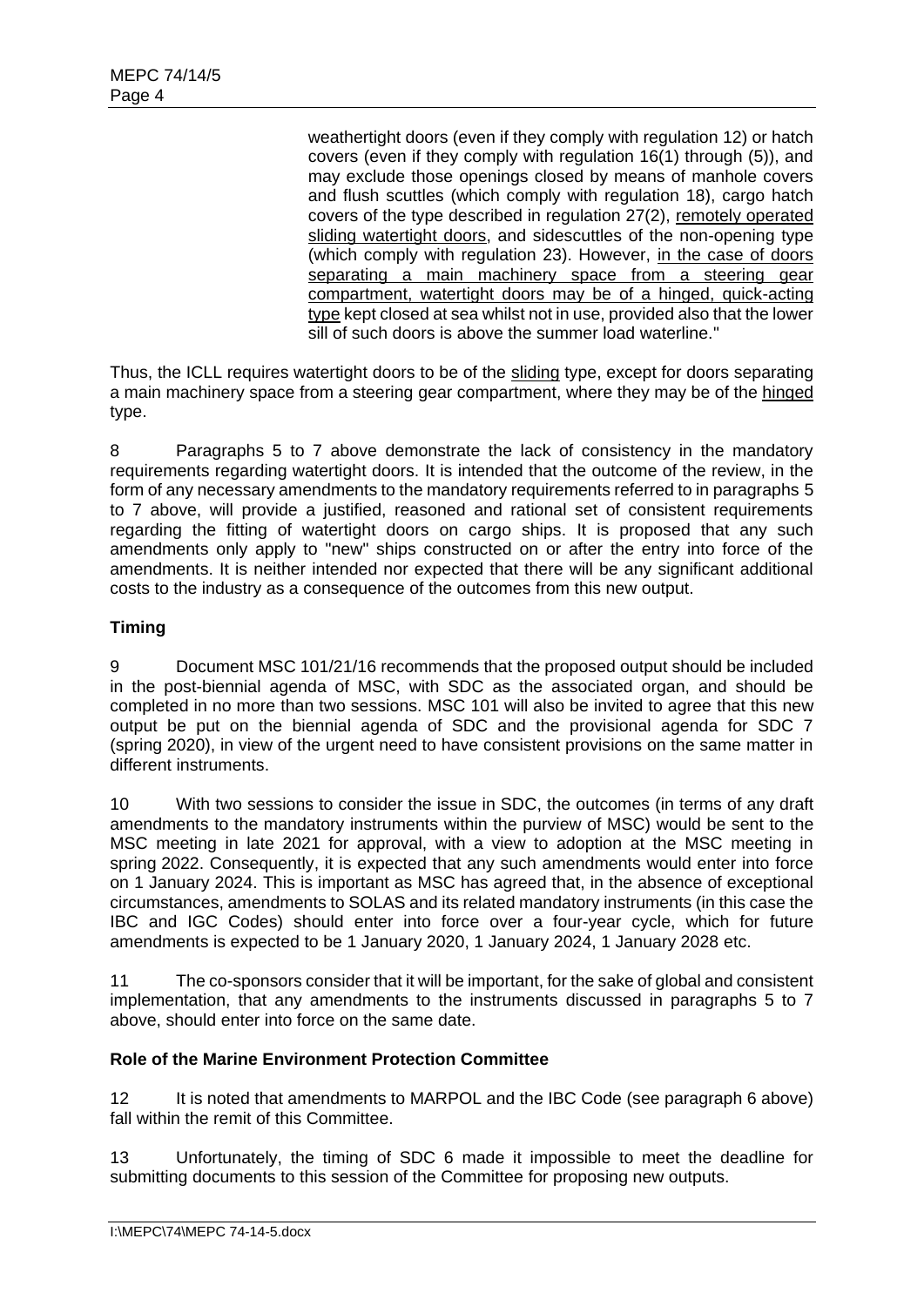> weathertight doors (even if they comply with regulation 12) or hatch covers (even if they comply with regulation 16(1) through (5)), and may exclude those openings closed by means of manhole covers and flush scuttles (which comply with regulation 18), cargo hatch covers of the type described in regulation 27(2), <u>remotely operated sliding watertight doors</u>, and sidescuttles of the non-opening type (which comply with regulation 23). However, <u>in the case of doors separating a main machinery space from a steering gear compartment, watertight doors may be of a hinged, quick-acting type</u> kept closed at sea whilst not in use, provided also that the lower sill of such doors is above the summer load waterline."

Thus, the ICLL requires watertight doors to be of the <u>sliding</u> type, except for doors separating a main machinery space from a steering gear compartment, where they may be of the <u>hinged</u> type.

8 Paragraphs 5 to 7 above demonstrate the lack of consistency in the mandatory requirements regarding watertight doors. It is intended that the outcome of the review, in the form of any necessary amendments to the mandatory requirements referred to in paragraphs 5 to 7 above, will provide a justified, reasoned and rational set of consistent requirements regarding the fitting of watertight doors on cargo ships. It is proposed that any such amendments only apply to "new" ships constructed on or after the entry into force of the amendments. It is neither intended nor expected that there will be any significant additional costs to the industry as a consequence of the outcomes from this new output.

**Timing**

9 Document MSC 101/21/16 recommends that the proposed output should be included in the post-biennial agenda of MSC, with SDC as the associated organ, and should be completed in no more than two sessions. MSC 101 will also be invited to agree that this new output be put on the biennial agenda of SDC and the provisional agenda for SDC 7 (spring 2020), in view of the urgent need to have consistent provisions on the same matter in different instruments.

10 With two sessions to consider the issue in SDC, the outcomes (in terms of any draft amendments to the mandatory instruments within the purview of MSC) would be sent to the MSC meeting in late 2021 for approval, with a view to adoption at the MSC meeting in spring 2022. Consequently, it is expected that any such amendments would enter into force on 1 January 2024. This is important as MSC has agreed that, in the absence of exceptional circumstances, amendments to SOLAS and its related mandatory instruments (in this case the IBC and IGC Codes) should enter into force over a four-year cycle, which for future amendments is expected to be 1 January 2020, 1 January 2024, 1 January 2028 etc.

11 The co-sponsors consider that it will be important, for the sake of global and consistent implementation, that any amendments to the instruments discussed in paragraphs 5 to 7 above, should enter into force on the same date.

**Role of the Marine Environment Protection Committee**

12 It is noted that amendments to MARPOL and the IBC Code (see paragraph 6 above) fall within the remit of this Committee.

13 Unfortunately, the timing of SDC 6 made it impossible to meet the deadline for submitting documents to this session of the Committee for proposing new outputs.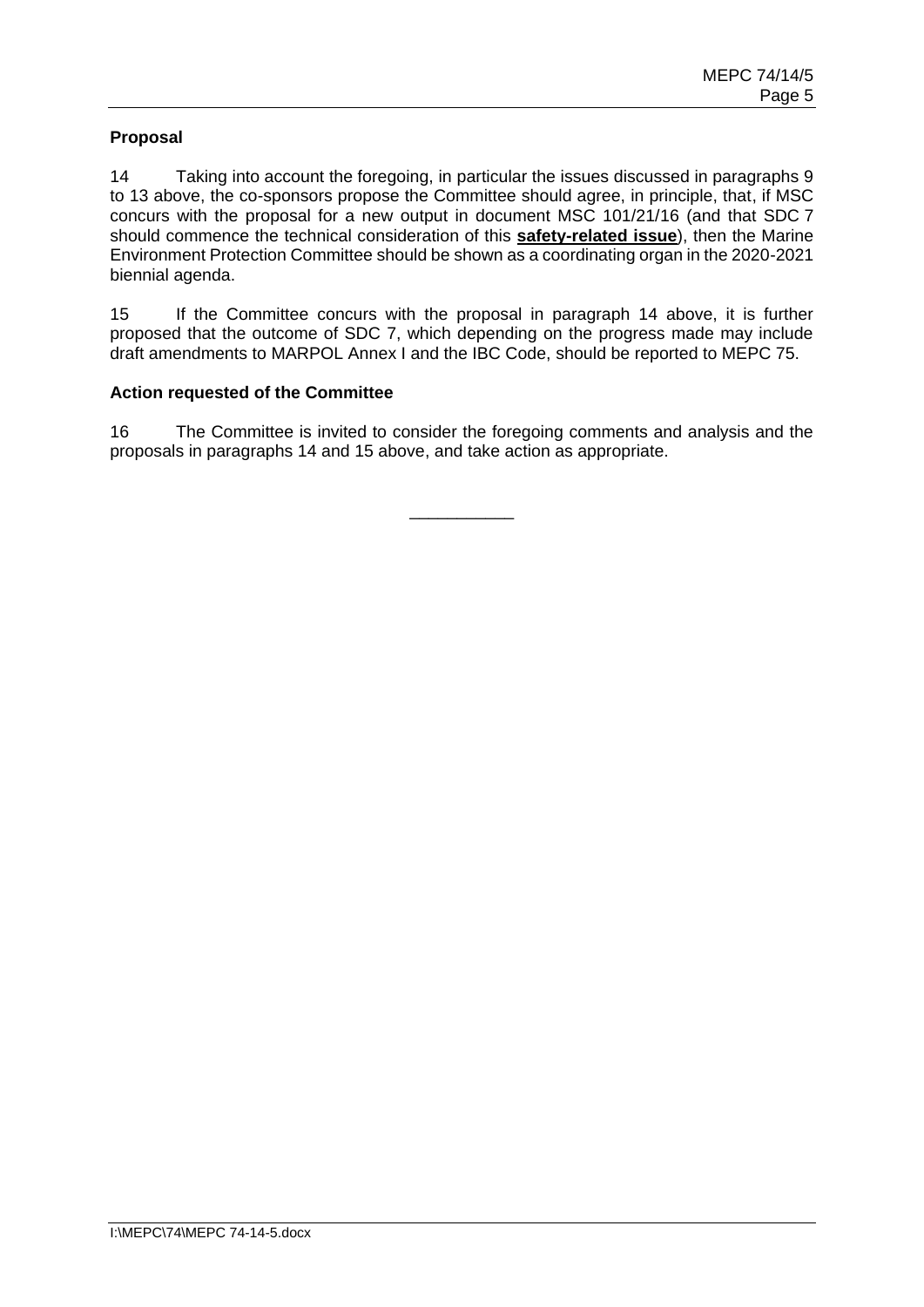**Proposal**

14 Taking into account the foregoing, in particular the issues discussed in paragraphs 9 to 13 above, the co-sponsors propose the Committee should agree, in principle, that, if MSC concurs with the proposal for a new output in document MSC 101/21/16 (and that SDC 7 should commence the technical consideration of this **<u>safety-related issue</u>**), then the Marine Environment Protection Committee should be shown as a coordinating organ in the 2020-2021 biennial agenda.

15 If the Committee concurs with the proposal in paragraph 14 above, it is further proposed that the outcome of SDC 7, which depending on the progress made may include draft amendments to MARPOL Annex I and the IBC Code, should be reported to MEPC 75.

**Action requested of the Committee**

16 The Committee is invited to consider the foregoing comments and analysis and the proposals in paragraphs 14 and 15 above, and take action as appropriate.

___________